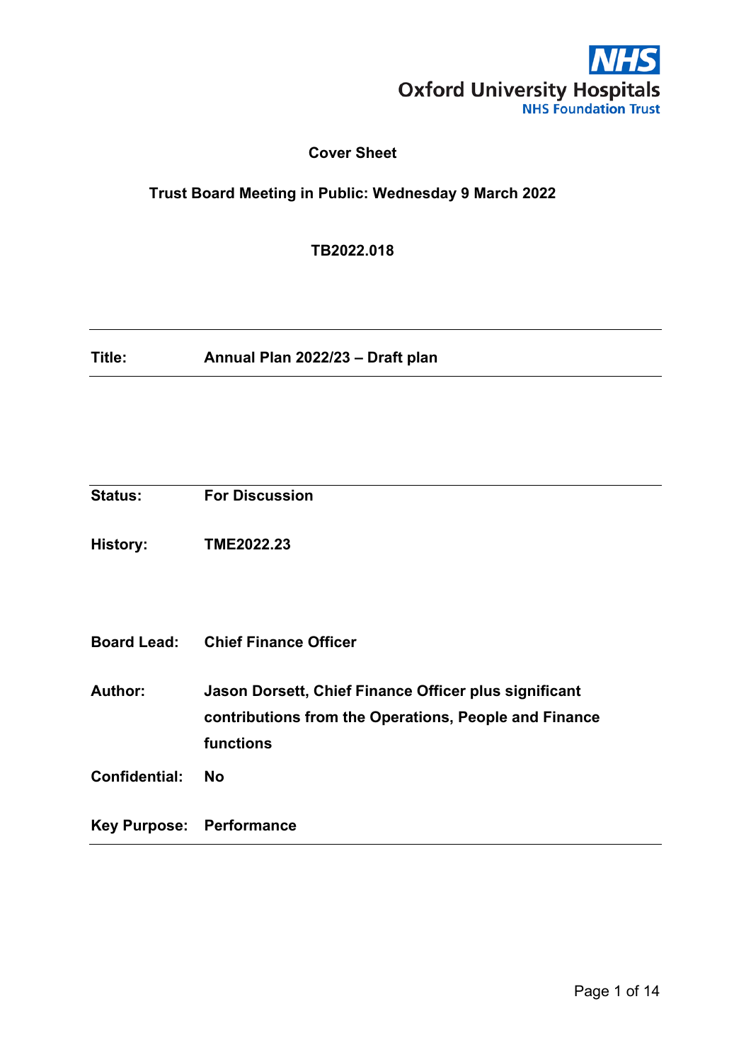**Cover Sheet**

**Trust Board Meeting in Public: Wednesday 9 March 2022**

**TB2022.018**

| | |
|---|---|
| **Title:** | **Annual Plan 2022/23 – Draft plan** |

| | |
|---|---|
| **Status:** | **For Discussion** |
| **History:** | **TME2022.23** |
| **Board Lead:** | **Chief Finance Officer** |
| **Author:** | **Jason Dorsett, Chief Finance Officer plus significant contributions from the Operations, People and Finance functions** |
| **Confidential:** | **No** |
| **Key Purpose:** | **Performance** |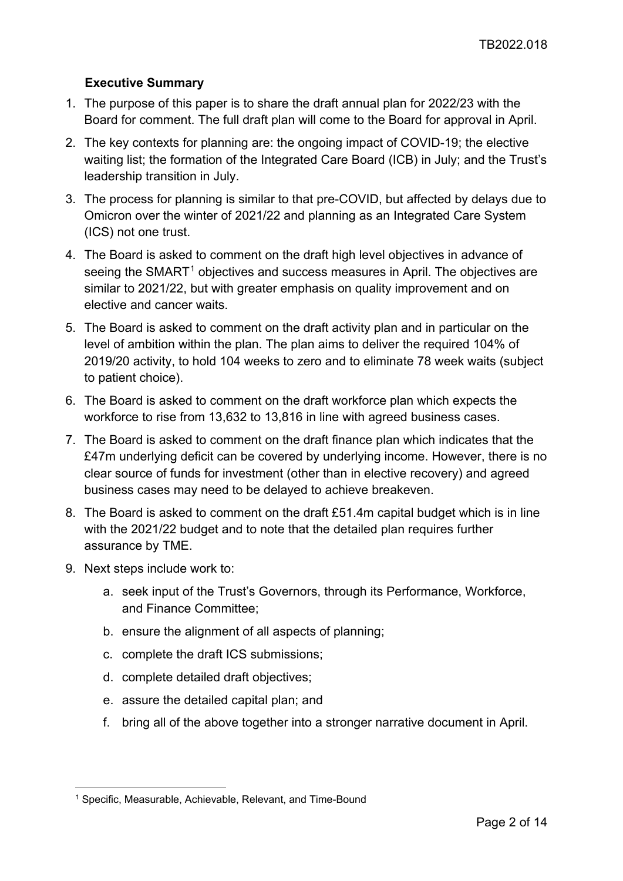### Executive Summary

1. The purpose of this paper is to share the draft annual plan for 2022/23 with the Board for comment. The full draft plan will come to the Board for approval in April.
2. The key contexts for planning are: the ongoing impact of COVID-19; the elective waiting list; the formation of the Integrated Care Board (ICB) in July; and the Trust's leadership transition in July.
3. The process for planning is similar to that pre-COVID, but affected by delays due to Omicron over the winter of 2021/22 and planning as an Integrated Care System (ICS) not one trust.
4. The Board is asked to comment on the draft high level objectives in advance of seeing the SMART[1] objectives and success measures in April. The objectives are similar to 2021/22, but with greater emphasis on quality improvement and on elective and cancer waits.
5. The Board is asked to comment on the draft activity plan and in particular on the level of ambition within the plan. The plan aims to deliver the required 104% of 2019/20 activity, to hold 104 weeks to zero and to eliminate 78 week waits (subject to patient choice).
6. The Board is asked to comment on the draft workforce plan which expects the workforce to rise from 13,632 to 13,816 in line with agreed business cases.
7. The Board is asked to comment on the draft finance plan which indicates that the £47m underlying deficit can be covered by underlying income. However, there is no clear source of funds for investment (other than in elective recovery) and agreed business cases may need to be delayed to achieve breakeven.
8. The Board is asked to comment on the draft £51.4m capital budget which is in line with the 2021/22 budget and to note that the detailed plan requires further assurance by TME.
9. Next steps include work to:
    a. seek input of the Trust's Governors, through its Performance, Workforce, and Finance Committee;
    b. ensure the alignment of all aspects of planning;
    c. complete the draft ICS submissions;
    d. complete detailed draft objectives;
    e. assure the detailed capital plan; and
    f. bring all of the above together into a stronger narrative document in April.

[1] Specific, Measurable, Achievable, Relevant, and Time-Bound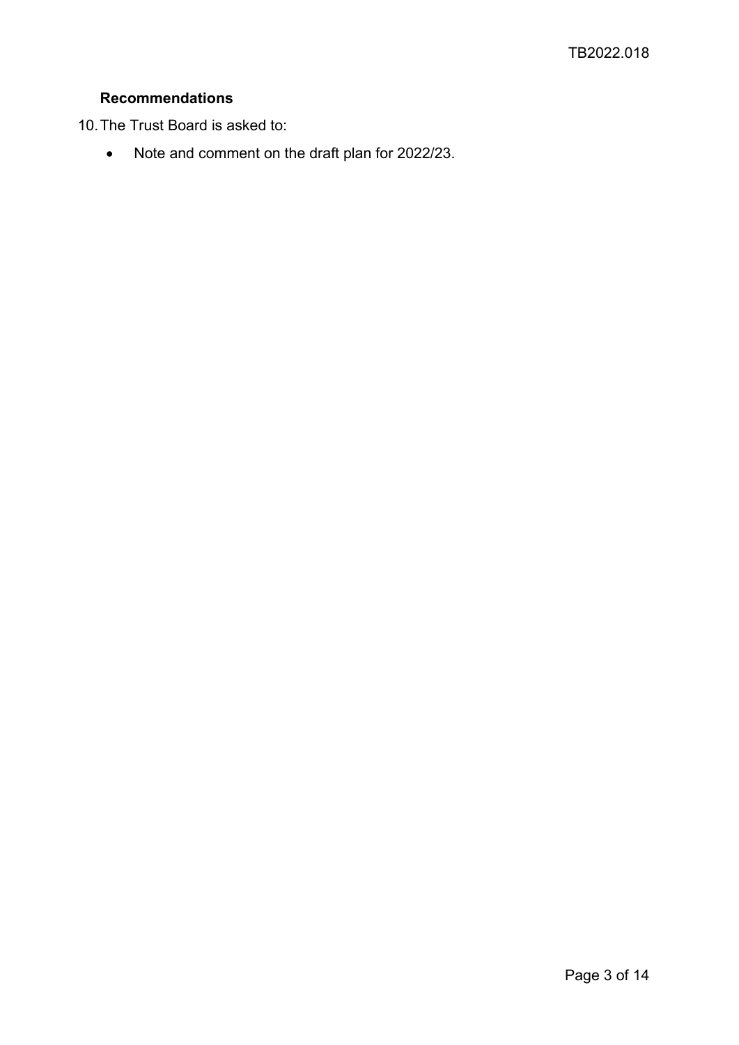### Recommendations

10. The Trust Board is asked to:

    - Note and comment on the draft plan for 2022/23.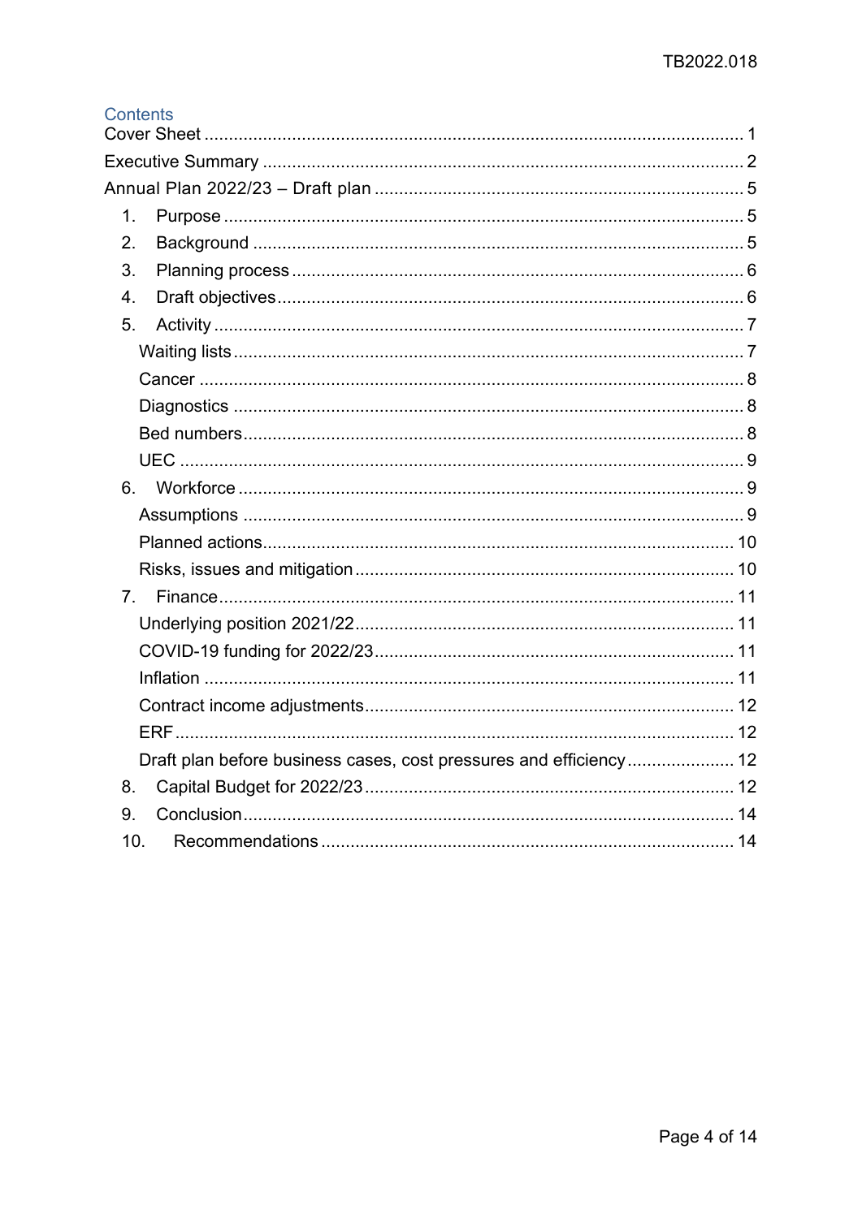## Contents

- Cover Sheet ..... 1
- Executive Summary ..... 2
- Annual Plan 2022/23 – Draft plan ..... 5
  1. Purpose ..... 5
  2. Background ..... 5
  3. Planning process ..... 6
  4. Draft objectives ..... 6
  5. Activity ..... 7
     - Waiting lists ..... 7
     - Cancer ..... 8
     - Diagnostics ..... 8
     - Bed numbers ..... 8
     - UEC ..... 9
  6. Workforce ..... 9
     - Assumptions ..... 9
     - Planned actions ..... 10
     - Risks, issues and mitigation ..... 10
  7. Finance ..... 11
     - Underlying position 2021/22 ..... 11
     - COVID-19 funding for 2022/23 ..... 11
     - Inflation ..... 11
     - Contract income adjustments ..... 12
     - ERF ..... 12
     - Draft plan before business cases, cost pressures and efficiency ..... 12
  8. Capital Budget for 2022/23 ..... 12
  9. Conclusion ..... 14
  10. Recommendations ..... 14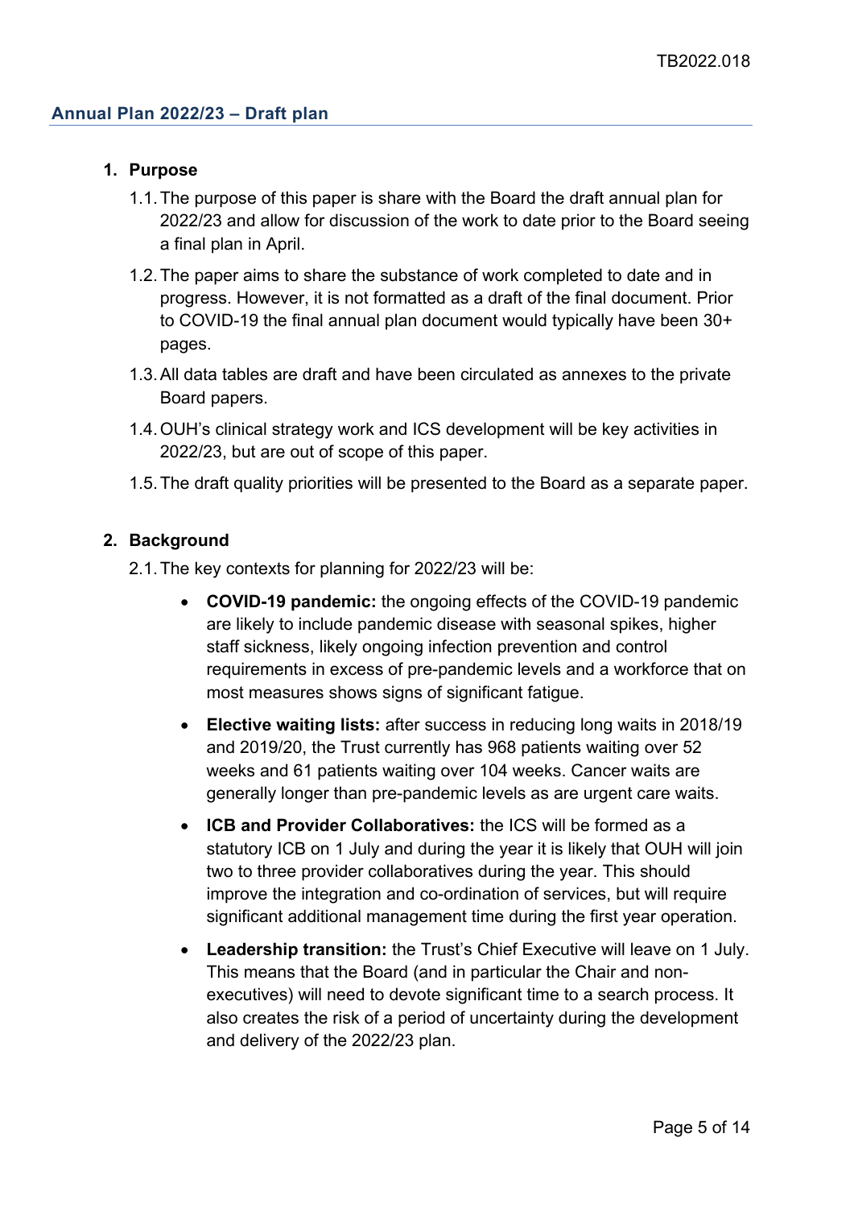## Annual Plan 2022/23 – Draft plan

### 1. Purpose

1.1. The purpose of this paper is share with the Board the draft annual plan for 2022/23 and allow for discussion of the work to date prior to the Board seeing a final plan in April.

1.2. The paper aims to share the substance of work completed to date and in progress. However, it is not formatted as a draft of the final document. Prior to COVID-19 the final annual plan document would typically have been 30+ pages.

1.3. All data tables are draft and have been circulated as annexes to the private Board papers.

1.4. OUH's clinical strategy work and ICS development will be key activities in 2022/23, but are out of scope of this paper.

1.5. The draft quality priorities will be presented to the Board as a separate paper.

### 2. Background

2.1. The key contexts for planning for 2022/23 will be:

- **COVID-19 pandemic:** the ongoing effects of the COVID-19 pandemic are likely to include pandemic disease with seasonal spikes, higher staff sickness, likely ongoing infection prevention and control requirements in excess of pre-pandemic levels and a workforce that on most measures shows signs of significant fatigue.
- **Elective waiting lists:** after success in reducing long waits in 2018/19 and 2019/20, the Trust currently has 968 patients waiting over 52 weeks and 61 patients waiting over 104 weeks. Cancer waits are generally longer than pre-pandemic levels as are urgent care waits.
- **ICB and Provider Collaboratives:** the ICS will be formed as a statutory ICB on 1 July and during the year it is likely that OUH will join two to three provider collaboratives during the year. This should improve the integration and co-ordination of services, but will require significant additional management time during the first year operation.
- **Leadership transition:** the Trust's Chief Executive will leave on 1 July. This means that the Board (and in particular the Chair and non-executives) will need to devote significant time to a search process. It also creates the risk of a period of uncertainty during the development and delivery of the 2022/23 plan.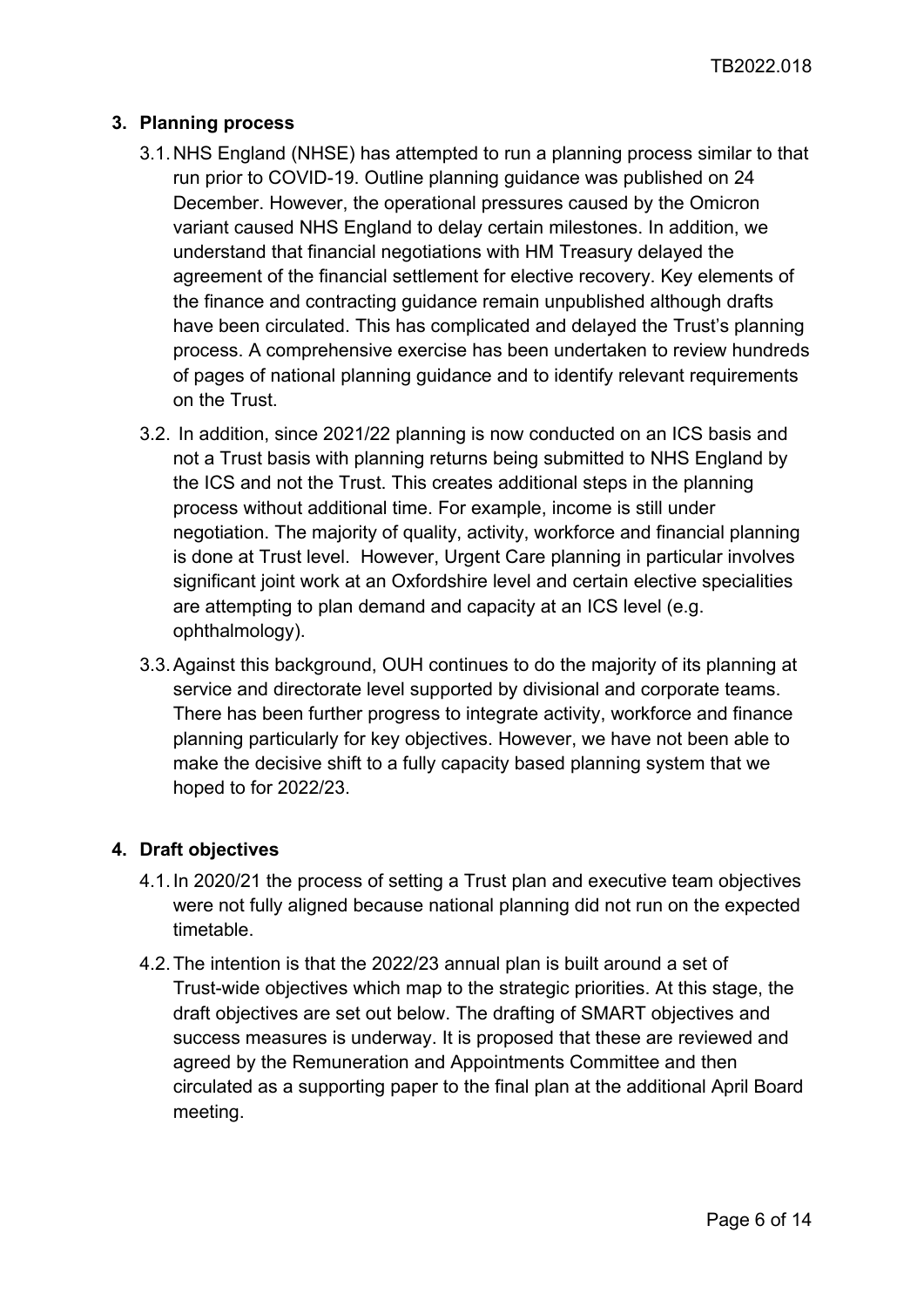## 3. Planning process

3.1. NHS England (NHSE) has attempted to run a planning process similar to that run prior to COVID-19. Outline planning guidance was published on 24 December. However, the operational pressures caused by the Omicron variant caused NHS England to delay certain milestones. In addition, we understand that financial negotiations with HM Treasury delayed the agreement of the financial settlement for elective recovery. Key elements of the finance and contracting guidance remain unpublished although drafts have been circulated. This has complicated and delayed the Trust's planning process. A comprehensive exercise has been undertaken to review hundreds of pages of national planning guidance and to identify relevant requirements on the Trust.

3.2. In addition, since 2021/22 planning is now conducted on an ICS basis and not a Trust basis with planning returns being submitted to NHS England by the ICS and not the Trust. This creates additional steps in the planning process without additional time. For example, income is still under negotiation. The majority of quality, activity, workforce and financial planning is done at Trust level. However, Urgent Care planning in particular involves significant joint work at an Oxfordshire level and certain elective specialities are attempting to plan demand and capacity at an ICS level (e.g. ophthalmology).

3.3. Against this background, OUH continues to do the majority of its planning at service and directorate level supported by divisional and corporate teams. There has been further progress to integrate activity, workforce and finance planning particularly for key objectives. However, we have not been able to make the decisive shift to a fully capacity based planning system that we hoped to for 2022/23.

## 4. Draft objectives

4.1. In 2020/21 the process of setting a Trust plan and executive team objectives were not fully aligned because national planning did not run on the expected timetable.

4.2. The intention is that the 2022/23 annual plan is built around a set of Trust-wide objectives which map to the strategic priorities. At this stage, the draft objectives are set out below. The drafting of SMART objectives and success measures is underway. It is proposed that these are reviewed and agreed by the Remuneration and Appointments Committee and then circulated as a supporting paper to the final plan at the additional April Board meeting.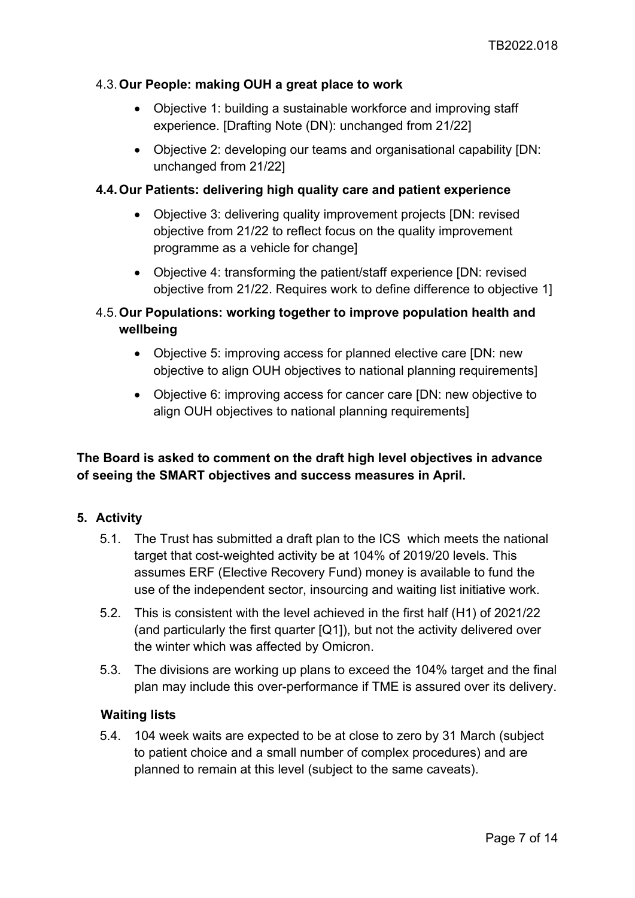### 4.3. Our People: making OUH a great place to work

- Objective 1: building a sustainable workforce and improving staff experience. [Drafting Note (DN): unchanged from 21/22]
- Objective 2: developing our teams and organisational capability [DN: unchanged from 21/22]

### 4.4. Our Patients: delivering high quality care and patient experience

- Objective 3: delivering quality improvement projects [DN: revised objective from 21/22 to reflect focus on the quality improvement programme as a vehicle for change]
- Objective 4: transforming the patient/staff experience [DN: revised objective from 21/22. Requires work to define difference to objective 1]

### 4.5. Our Populations: working together to improve population health and wellbeing

- Objective 5: improving access for planned elective care [DN: new objective to align OUH objectives to national planning requirements]
- Objective 6: improving access for cancer care [DN: new objective to align OUH objectives to national planning requirements]

**The Board is asked to comment on the draft high level objectives in advance of seeing the SMART objectives and success measures in April.**

## 5. Activity

5.1. The Trust has submitted a draft plan to the ICS which meets the national target that cost-weighted activity be at 104% of 2019/20 levels. This assumes ERF (Elective Recovery Fund) money is available to fund the use of the independent sector, insourcing and waiting list initiative work.

5.2. This is consistent with the level achieved in the first half (H1) of 2021/22 (and particularly the first quarter [Q1]), but not the activity delivered over the winter which was affected by Omicron.

5.3. The divisions are working up plans to exceed the 104% target and the final plan may include this over-performance if TME is assured over its delivery.

### Waiting lists

5.4. 104 week waits are expected to be at close to zero by 31 March (subject to patient choice and a small number of complex procedures) and are planned to remain at this level (subject to the same caveats).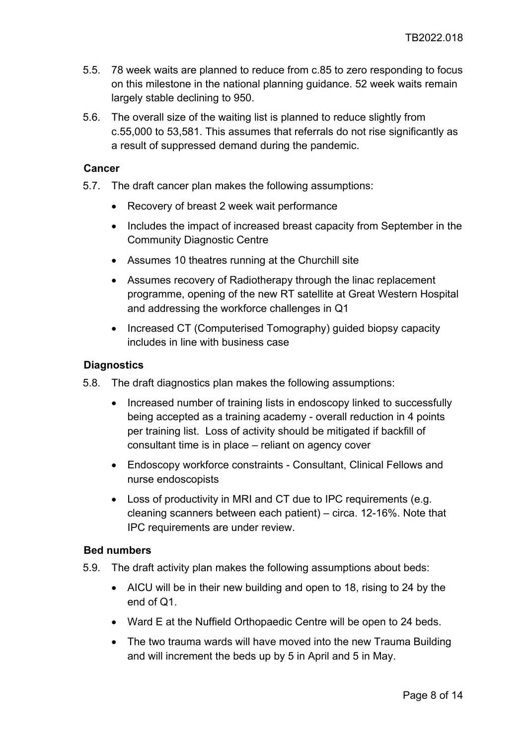5.5. 78 week waits are planned to reduce from c.85 to zero responding to focus on this milestone in the national planning guidance. 52 week waits remain largely stable declining to 950.

5.6. The overall size of the waiting list is planned to reduce slightly from c.55,000 to 53,581. This assumes that referrals do not rise significantly as a result of suppressed demand during the pandemic.

**Cancer**

5.7. The draft cancer plan makes the following assumptions:

- Recovery of breast 2 week wait performance
- Includes the impact of increased breast capacity from September in the Community Diagnostic Centre
- Assumes 10 theatres running at the Churchill site
- Assumes recovery of Radiotherapy through the linac replacement programme, opening of the new RT satellite at Great Western Hospital and addressing the workforce challenges in Q1
- Increased CT (Computerised Tomography) guided biopsy capacity includes in line with business case

**Diagnostics**

5.8. The draft diagnostics plan makes the following assumptions:

- Increased number of training lists in endoscopy linked to successfully being accepted as a training academy - overall reduction in 4 points per training list. Loss of activity should be mitigated if backfill of consultant time is in place – reliant on agency cover
- Endoscopy workforce constraints - Consultant, Clinical Fellows and nurse endoscopists
- Loss of productivity in MRI and CT due to IPC requirements (e.g. cleaning scanners between each patient) – circa. 12-16%. Note that IPC requirements are under review.

**Bed numbers**

5.9. The draft activity plan makes the following assumptions about beds:

- AICU will be in their new building and open to 18, rising to 24 by the end of Q1.
- Ward E at the Nuffield Orthopaedic Centre will be open to 24 beds.
- The two trauma wards will have moved into the new Trauma Building and will increment the beds up by 5 in April and 5 in May.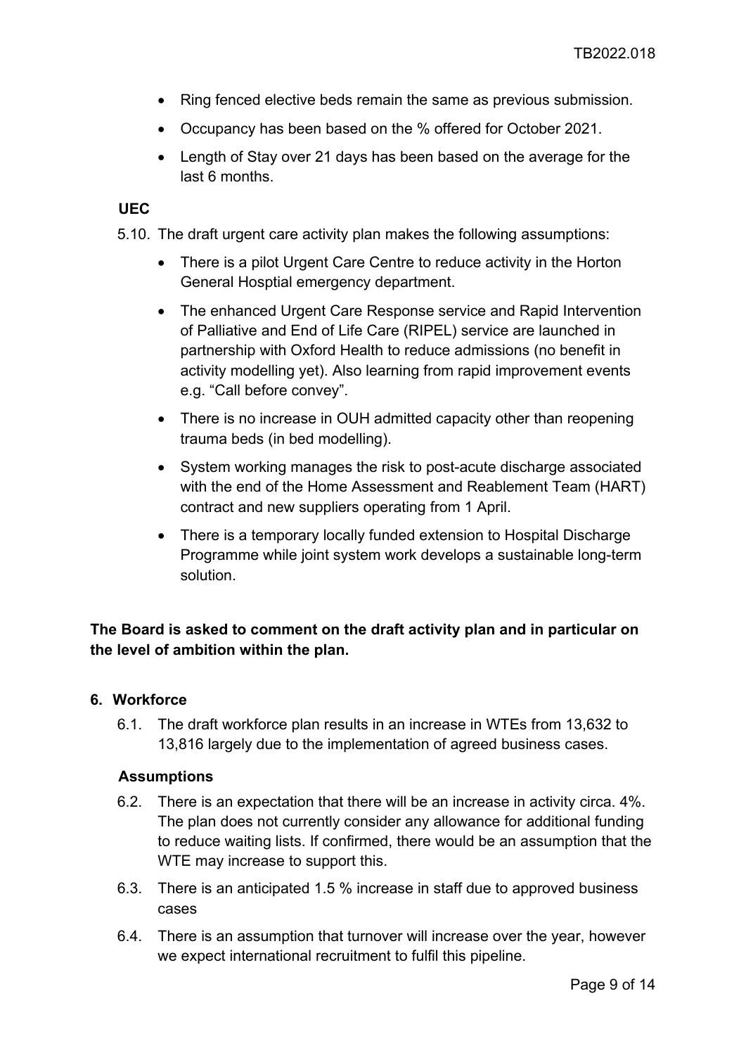- Ring fenced elective beds remain the same as previous submission.
- Occupancy has been based on the % offered for October 2021.
- Length of Stay over 21 days has been based on the average for the last 6 months.

**UEC**

5.10. The draft urgent care activity plan makes the following assumptions:

- There is a pilot Urgent Care Centre to reduce activity in the Horton General Hosptial emergency department.
- The enhanced Urgent Care Response service and Rapid Intervention of Palliative and End of Life Care (RIPEL) service are launched in partnership with Oxford Health to reduce admissions (no benefit in activity modelling yet). Also learning from rapid improvement events e.g. "Call before convey".
- There is no increase in OUH admitted capacity other than reopening trauma beds (in bed modelling).
- System working manages the risk to post-acute discharge associated with the end of the Home Assessment and Reablement Team (HART) contract and new suppliers operating from 1 April.
- There is a temporary locally funded extension to Hospital Discharge Programme while joint system work develops a sustainable long-term solution.

**The Board is asked to comment on the draft activity plan and in particular on the level of ambition within the plan.**

## 6. Workforce

6.1. The draft workforce plan results in an increase in WTEs from 13,632 to 13,816 largely due to the implementation of agreed business cases.

**Assumptions**

6.2. There is an expectation that there will be an increase in activity circa. 4%. The plan does not currently consider any allowance for additional funding to reduce waiting lists. If confirmed, there would be an assumption that the WTE may increase to support this.

6.3. There is an anticipated 1.5 % increase in staff due to approved business cases

6.4. There is an assumption that turnover will increase over the year, however we expect international recruitment to fulfil this pipeline.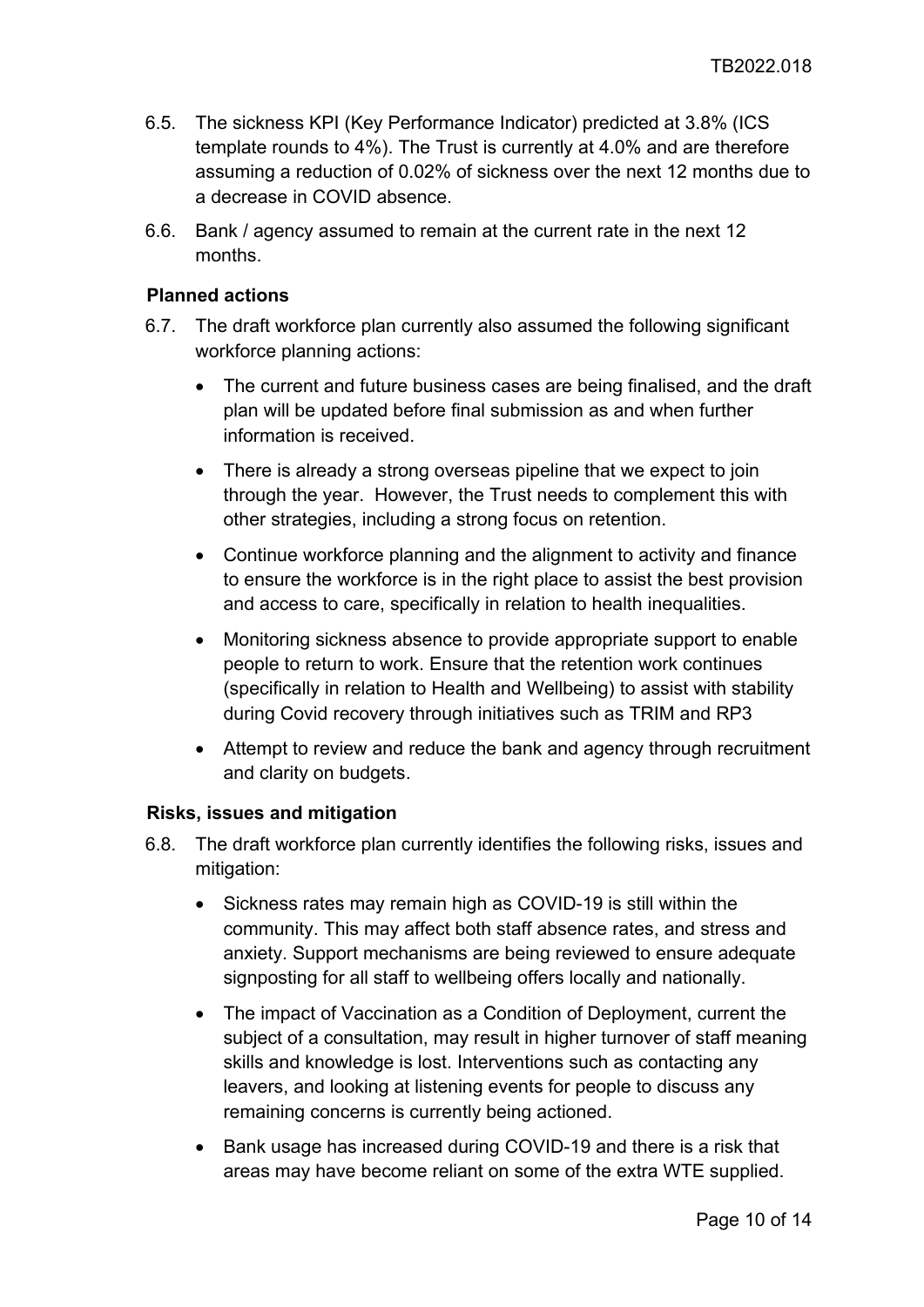6.5. The sickness KPI (Key Performance Indicator) predicted at 3.8% (ICS template rounds to 4%). The Trust is currently at 4.0% and are therefore assuming a reduction of 0.02% of sickness over the next 12 months due to a decrease in COVID absence.

6.6. Bank / agency assumed to remain at the current rate in the next 12 months.

**Planned actions**

6.7. The draft workforce plan currently also assumed the following significant workforce planning actions:

- The current and future business cases are being finalised, and the draft plan will be updated before final submission as and when further information is received.
- There is already a strong overseas pipeline that we expect to join through the year. However, the Trust needs to complement this with other strategies, including a strong focus on retention.
- Continue workforce planning and the alignment to activity and finance to ensure the workforce is in the right place to assist the best provision and access to care, specifically in relation to health inequalities.
- Monitoring sickness absence to provide appropriate support to enable people to return to work. Ensure that the retention work continues (specifically in relation to Health and Wellbeing) to assist with stability during Covid recovery through initiatives such as TRIM and RP3
- Attempt to review and reduce the bank and agency through recruitment and clarity on budgets.

**Risks, issues and mitigation**

6.8. The draft workforce plan currently identifies the following risks, issues and mitigation:

- Sickness rates may remain high as COVID-19 is still within the community. This may affect both staff absence rates, and stress and anxiety. Support mechanisms are being reviewed to ensure adequate signposting for all staff to wellbeing offers locally and nationally.
- The impact of Vaccination as a Condition of Deployment, current the subject of a consultation, may result in higher turnover of staff meaning skills and knowledge is lost. Interventions such as contacting any leavers, and looking at listening events for people to discuss any remaining concerns is currently being actioned.
- Bank usage has increased during COVID-19 and there is a risk that areas may have become reliant on some of the extra WTE supplied.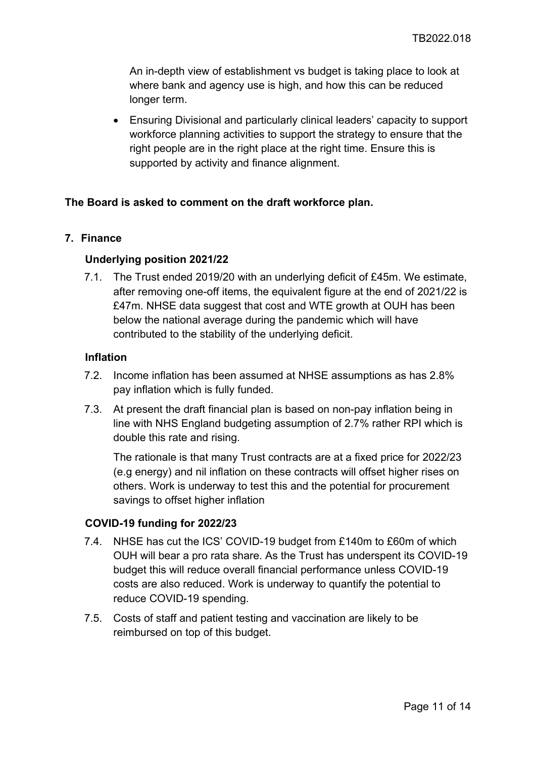An in-depth view of establishment vs budget is taking place to look at where bank and agency use is high, and how this can be reduced longer term.

- Ensuring Divisional and particularly clinical leaders' capacity to support workforce planning activities to support the strategy to ensure that the right people are in the right place at the right time. Ensure this is supported by activity and finance alignment.

**The Board is asked to comment on the draft workforce plan.**

## 7. Finance

### Underlying position 2021/22

7.1. The Trust ended 2019/20 with an underlying deficit of £45m. We estimate, after removing one-off items, the equivalent figure at the end of 2021/22 is £47m. NHSE data suggest that cost and WTE growth at OUH has been below the national average during the pandemic which will have contributed to the stability of the underlying deficit.

### Inflation

7.2. Income inflation has been assumed at NHSE assumptions as has 2.8% pay inflation which is fully funded.

7.3. At present the draft financial plan is based on non-pay inflation being in line with NHS England budgeting assumption of 2.7% rather RPI which is double this rate and rising.

The rationale is that many Trust contracts are at a fixed price for 2022/23 (e.g energy) and nil inflation on these contracts will offset higher rises on others. Work is underway to test this and the potential for procurement savings to offset higher inflation

### COVID-19 funding for 2022/23

7.4. NHSE has cut the ICS' COVID-19 budget from £140m to £60m of which OUH will bear a pro rata share. As the Trust has underspent its COVID-19 budget this will reduce overall financial performance unless COVID-19 costs are also reduced. Work is underway to quantify the potential to reduce COVID-19 spending.

7.5. Costs of staff and patient testing and vaccination are likely to be reimbursed on top of this budget.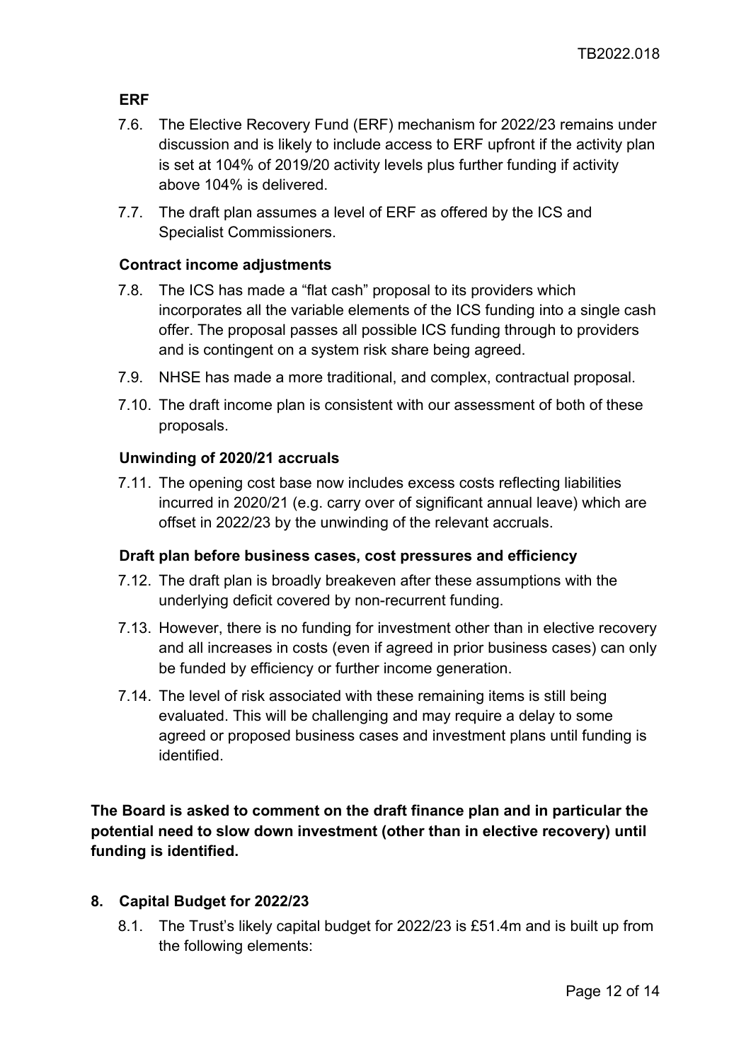### ERF

7.6. The Elective Recovery Fund (ERF) mechanism for 2022/23 remains under discussion and is likely to include access to ERF upfront if the activity plan is set at 104% of 2019/20 activity levels plus further funding if activity above 104% is delivered.

7.7. The draft plan assumes a level of ERF as offered by the ICS and Specialist Commissioners.

### Contract income adjustments

7.8. The ICS has made a "flat cash" proposal to its providers which incorporates all the variable elements of the ICS funding into a single cash offer. The proposal passes all possible ICS funding through to providers and is contingent on a system risk share being agreed.

7.9. NHSE has made a more traditional, and complex, contractual proposal.

7.10. The draft income plan is consistent with our assessment of both of these proposals.

### Unwinding of 2020/21 accruals

7.11. The opening cost base now includes excess costs reflecting liabilities incurred in 2020/21 (e.g. carry over of significant annual leave) which are offset in 2022/23 by the unwinding of the relevant accruals.

### Draft plan before business cases, cost pressures and efficiency

7.12. The draft plan is broadly breakeven after these assumptions with the underlying deficit covered by non-recurrent funding.

7.13. However, there is no funding for investment other than in elective recovery and all increases in costs (even if agreed in prior business cases) can only be funded by efficiency or further income generation.

7.14. The level of risk associated with these remaining items is still being evaluated. This will be challenging and may require a delay to some agreed or proposed business cases and investment plans until funding is identified.

**The Board is asked to comment on the draft finance plan and in particular the potential need to slow down investment (other than in elective recovery) until funding is identified.**

## 8. Capital Budget for 2022/23

8.1. The Trust's likely capital budget for 2022/23 is £51.4m and is built up from the following elements: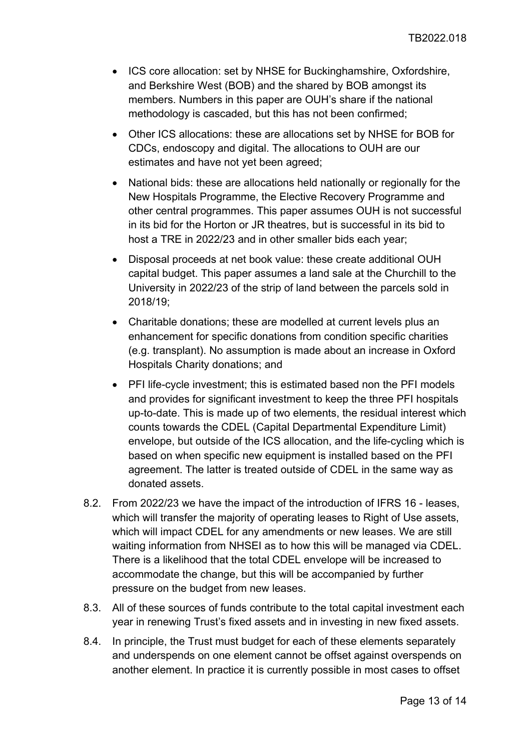- ICS core allocation: set by NHSE for Buckinghamshire, Oxfordshire, and Berkshire West (BOB) and the shared by BOB amongst its members. Numbers in this paper are OUH's share if the national methodology is cascaded, but this has not been confirmed;

- Other ICS allocations: these are allocations set by NHSE for BOB for CDCs, endoscopy and digital. The allocations to OUH are our estimates and have not yet been agreed;

- National bids: these are allocations held nationally or regionally for the New Hospitals Programme, the Elective Recovery Programme and other central programmes. This paper assumes OUH is not successful in its bid for the Horton or JR theatres, but is successful in its bid to host a TRE in 2022/23 and in other smaller bids each year;

- Disposal proceeds at net book value: these create additional OUH capital budget. This paper assumes a land sale at the Churchill to the University in 2022/23 of the strip of land between the parcels sold in 2018/19;

- Charitable donations; these are modelled at current levels plus an enhancement for specific donations from condition specific charities (e.g. transplant). No assumption is made about an increase in Oxford Hospitals Charity donations; and

- PFI life-cycle investment; this is estimated based non the PFI models and provides for significant investment to keep the three PFI hospitals up-to-date. This is made up of two elements, the residual interest which counts towards the CDEL (Capital Departmental Expenditure Limit) envelope, but outside of the ICS allocation, and the life-cycling which is based on when specific new equipment is installed based on the PFI agreement. The latter is treated outside of CDEL in the same way as donated assets.

8.2. From 2022/23 we have the impact of the introduction of IFRS 16 - leases, which will transfer the majority of operating leases to Right of Use assets, which will impact CDEL for any amendments or new leases. We are still waiting information from NHSEI as to how this will be managed via CDEL. There is a likelihood that the total CDEL envelope will be increased to accommodate the change, but this will be accompanied by further pressure on the budget from new leases.

8.3. All of these sources of funds contribute to the total capital investment each year in renewing Trust's fixed assets and in investing in new fixed assets.

8.4. In principle, the Trust must budget for each of these elements separately and underspends on one element cannot be offset against overspends on another element. In practice it is currently possible in most cases to offset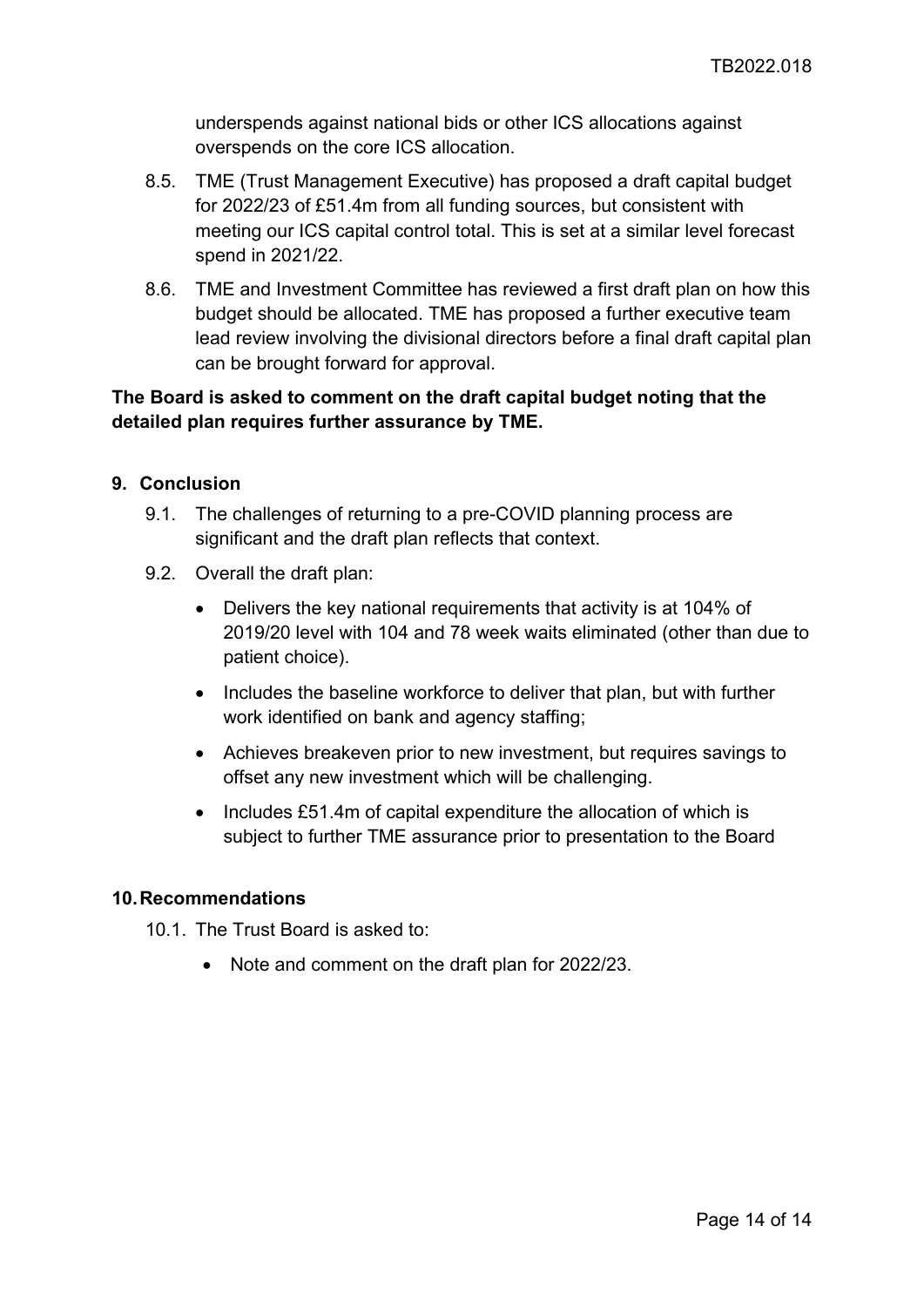underspends against national bids or other ICS allocations against overspends on the core ICS allocation.

8.5. TME (Trust Management Executive) has proposed a draft capital budget for 2022/23 of £51.4m from all funding sources, but consistent with meeting our ICS capital control total. This is set at a similar level forecast spend in 2021/22.

8.6. TME and Investment Committee has reviewed a first draft plan on how this budget should be allocated. TME has proposed a further executive team lead review involving the divisional directors before a final draft capital plan can be brought forward for approval.

**The Board is asked to comment on the draft capital budget noting that the detailed plan requires further assurance by TME.**

## 9. Conclusion

9.1. The challenges of returning to a pre-COVID planning process are significant and the draft plan reflects that context.

9.2. Overall the draft plan:

- Delivers the key national requirements that activity is at 104% of 2019/20 level with 104 and 78 week waits eliminated (other than due to patient choice).
- Includes the baseline workforce to deliver that plan, but with further work identified on bank and agency staffing;
- Achieves breakeven prior to new investment, but requires savings to offset any new investment which will be challenging.
- Includes £51.4m of capital expenditure the allocation of which is subject to further TME assurance prior to presentation to the Board

## 10. Recommendations

10.1. The Trust Board is asked to:

- Note and comment on the draft plan for 2022/23.